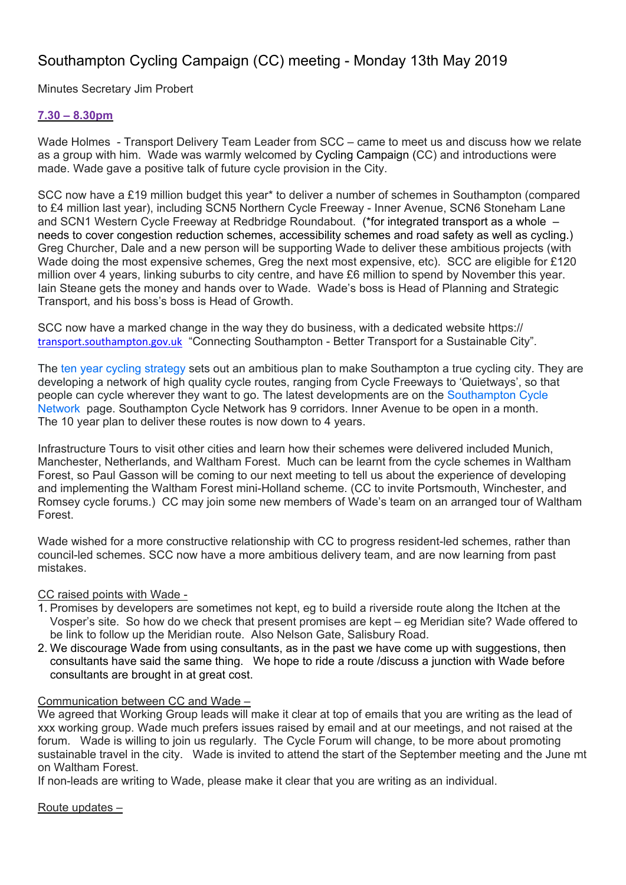# Southampton Cycling Campaign (CC) meeting - Monday 13th May 2019

Minutes Secretary Jim Probert

**7.30 – 8.30pm**

Wade Holmes - Transport Delivery Team Leader from SCC – came to meet us and discuss how we relate as a group with him. Wade was warmly welcomed by Cycling Campaign (CC) and introductions were made. Wade gave a positive talk of future cycle provision in the City.

SCC now have a £19 million budget this year* to deliver a number of schemes in Southampton (compared to £4 million last year), including SCN5 Northern Cycle Freeway - Inner Avenue, SCN6 Stoneham Lane and SCN1 Western Cycle Freeway at Redbridge Roundabout. (*for integrated transport as a whole – needs to cover congestion reduction schemes, accessibility schemes and road safety as well as cycling.) Greg Churcher, Dale and a new person will be supporting Wade to deliver these ambitious projects (with Wade doing the most expensive schemes, Greg the next most expensive, etc). SCC are eligible for £120 million over 4 years, linking suburbs to city centre, and have £6 million to spend by November this year. Iain Steane gets the money and hands over to Wade. Wade's boss is Head of Planning and Strategic Transport, and his boss's boss is Head of Growth.

SCC now have a marked change in the way they do business, with a dedicated website https://transport.southampton.gov.uk "Connecting Southampton - Better Transport for a Sustainable City".

The ten year cycling strategy sets out an ambitious plan to make Southampton a true cycling city. They are developing a network of high quality cycle routes, ranging from Cycle Freeways to 'Quietways', so that people can cycle wherever they want to go. The latest developments are on the Southampton Cycle Network page. Southampton Cycle Network has 9 corridors. Inner Avenue to be open in a month. The 10 year plan to deliver these routes is now down to 4 years.

Infrastructure Tours to visit other cities and learn how their schemes were delivered included Munich, Manchester, Netherlands, and Waltham Forest. Much can be learnt from the cycle schemes in Waltham Forest, so Paul Gasson will be coming to our next meeting to tell us about the experience of developing and implementing the Waltham Forest mini-Holland scheme. (CC to invite Portsmouth, Winchester, and Romsey cycle forums.) CC may join some new members of Wade's team on an arranged tour of Waltham Forest.

Wade wished for a more constructive relationship with CC to progress resident-led schemes, rather than council-led schemes. SCC now have a more ambitious delivery team, and are now learning from past mistakes.

CC raised points with Wade -

1. Promises by developers are sometimes not kept, eg to build a riverside route along the Itchen at the Vosper's site. So how do we check that present promises are kept – eg Meridian site? Wade offered to be link to follow up the Meridian route. Also Nelson Gate, Salisbury Road.
2. We discourage Wade from using consultants, as in the past we have come up with suggestions, then consultants have said the same thing. We hope to ride a route /discuss a junction with Wade before consultants are brought in at great cost.

Communication between CC and Wade –

We agreed that Working Group leads will make it clear at top of emails that you are writing as the lead of xxx working group. Wade much prefers issues raised by email and at our meetings, and not raised at the forum. Wade is willing to join us regularly. The Cycle Forum will change, to be more about promoting sustainable travel in the city. Wade is invited to attend the start of the September meeting and the June mt on Waltham Forest.

If non-leads are writing to Wade, please make it clear that you are writing as an individual.

Route updates –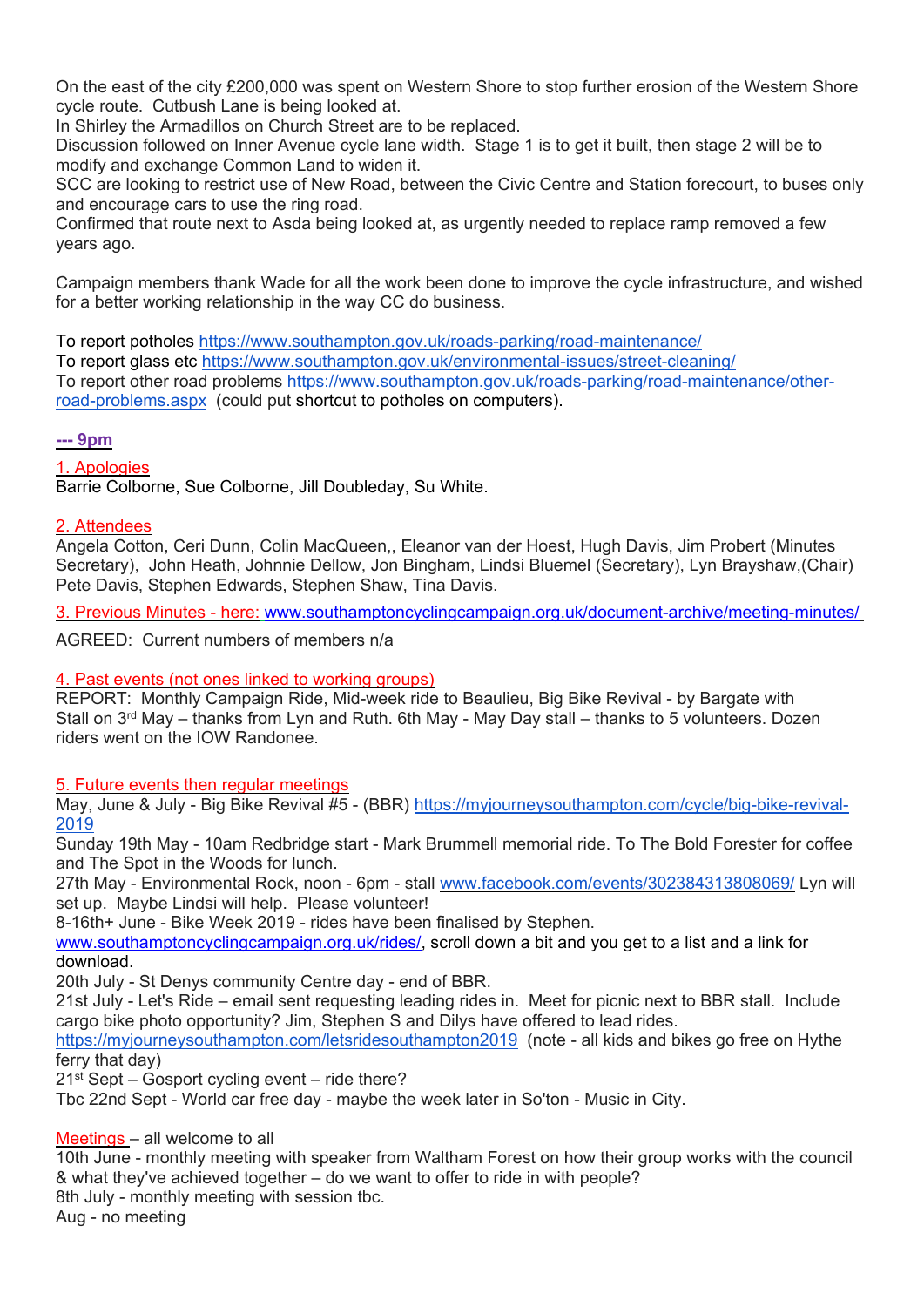On the east of the city £200,000 was spent on Western Shore to stop further erosion of the Western Shore cycle route. Cutbush Lane is being looked at.
In Shirley the Armadillos on Church Street are to be replaced.
Discussion followed on Inner Avenue cycle lane width. Stage 1 is to get it built, then stage 2 will be to modify and exchange Common Land to widen it.
SCC are looking to restrict use of New Road, between the Civic Centre and Station forecourt, to buses only and encourage cars to use the ring road.
Confirmed that route next to Asda being looked at, as urgently needed to replace ramp removed a few years ago.

Campaign members thank Wade for all the work been done to improve the cycle infrastructure, and wished for a better working relationship in the way CC do business.

To report potholes https://www.southampton.gov.uk/roads-parking/road-maintenance/
To report glass etc https://www.southampton.gov.uk/environmental-issues/street-cleaning/
To report other road problems https://www.southampton.gov.uk/roads-parking/road-maintenance/other-road-problems.aspx (could put shortcut to potholes on computers).

**--- 9pm**

1. Apologies
Barrie Colborne, Sue Colborne, Jill Doubleday, Su White.

2. Attendees
Angela Cotton, Ceri Dunn, Colin MacQueen,, Eleanor van der Hoest, Hugh Davis, Jim Probert (Minutes Secretary), John Heath, Johnnie Dellow, Jon Bingham, Lindsi Bluemel (Secretary), Lyn Brayshaw,(Chair) Pete Davis, Stephen Edwards, Stephen Shaw, Tina Davis.

3. Previous Minutes - here: www.southamptoncyclingcampaign.org.uk/document-archive/meeting-minutes/

AGREED: Current numbers of members n/a

4. Past events (not ones linked to working groups)
REPORT: Monthly Campaign Ride, Mid-week ride to Beaulieu, Big Bike Revival - by Bargate with Stall on 3rd May – thanks from Lyn and Ruth. 6th May - May Day stall – thanks to 5 volunteers. Dozen riders went on the IOW Randonee.

5. Future events then regular meetings
May, June & July - Big Bike Revival #5 - (BBR) https://myjourneysouthampton.com/cycle/big-bike-revival-2019
Sunday 19th May - 10am Redbridge start - Mark Brummell memorial ride. To The Bold Forester for coffee and The Spot in the Woods for lunch.
27th May - Environmental Rock, noon - 6pm - stall www.facebook.com/events/302384313808069/ Lyn will set up. Maybe Lindsi will help. Please volunteer!
8-16th+ June - Bike Week 2019 - rides have been finalised by Stephen.
www.southamptoncyclingcampaign.org.uk/rides/, scroll down a bit and you get to a list and a link for download.
20th July - St Denys community Centre day - end of BBR.
21st July - Let's Ride – email sent requesting leading rides in. Meet for picnic next to BBR stall. Include cargo bike photo opportunity? Jim, Stephen S and Dilys have offered to lead rides.
https://myjourneysouthampton.com/letsridesouthampton2019 (note - all kids and bikes go free on Hythe ferry that day)
21st Sept – Gosport cycling event – ride there?
Tbc 22nd Sept - World car free day - maybe the week later in So'ton - Music in City.

Meetings – all welcome to all
10th June - monthly meeting with speaker from Waltham Forest on how their group works with the council & what they've achieved together – do we want to offer to ride in with people?
8th July - monthly meeting with session tbc.
Aug - no meeting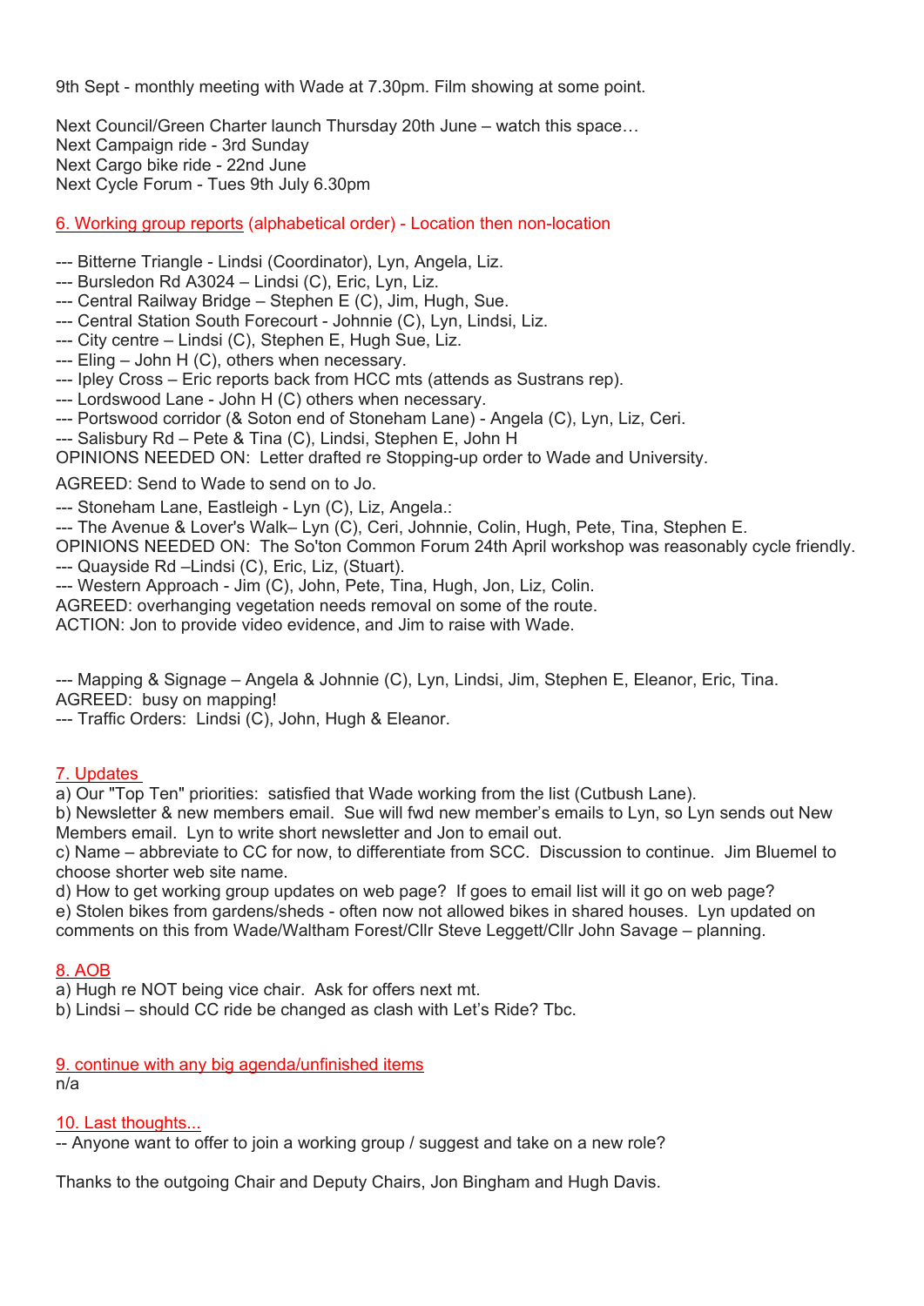9th Sept - monthly meeting with Wade at 7.30pm. Film showing at some point.

Next Council/Green Charter launch Thursday 20th June – watch this space…
Next Campaign ride - 3rd Sunday
Next Cargo bike ride - 22nd June
Next Cycle Forum - Tues 9th July 6.30pm

## 6. Working group reports (alphabetical order) - Location then non-location

--- Bitterne Triangle - Lindsi (Coordinator), Lyn, Angela, Liz.
--- Bursledon Rd A3024 – Lindsi (C), Eric, Lyn, Liz.
--- Central Railway Bridge – Stephen E (C), Jim, Hugh, Sue.
--- Central Station South Forecourt - Johnnie (C), Lyn, Lindsi, Liz.
--- City centre – Lindsi (C), Stephen E, Hugh Sue, Liz.
--- Eling – John H (C), others when necessary.
--- Ipley Cross – Eric reports back from HCC mts (attends as Sustrans rep).
--- Lordswood Lane - John H (C) others when necessary.
--- Portswood corridor (& Soton end of Stoneham Lane) - Angela (C), Lyn, Liz, Ceri.
--- Salisbury Rd – Pete & Tina (C), Lindsi, Stephen E, John H
OPINIONS NEEDED ON: Letter drafted re Stopping-up order to Wade and University.

AGREED: Send to Wade to send on to Jo.

--- Stoneham Lane, Eastleigh - Lyn (C), Liz, Angela.:
--- The Avenue & Lover's Walk– Lyn (C), Ceri, Johnnie, Colin, Hugh, Pete, Tina, Stephen E.
OPINIONS NEEDED ON: The So'ton Common Forum 24th April workshop was reasonably cycle friendly.
--- Quayside Rd –Lindsi (C), Eric, Liz, (Stuart).
--- Western Approach - Jim (C), John, Pete, Tina, Hugh, Jon, Liz, Colin.
AGREED: overhanging vegetation needs removal on some of the route.
ACTION: Jon to provide video evidence, and Jim to raise with Wade.

--- Mapping & Signage – Angela & Johnnie (C), Lyn, Lindsi, Jim, Stephen E, Eleanor, Eric, Tina.
AGREED: busy on mapping!
--- Traffic Orders: Lindsi (C), John, Hugh & Eleanor.

## 7. Updates

a) Our "Top Ten" priorities: satisfied that Wade working from the list (Cutbush Lane).
b) Newsletter & new members email. Sue will fwd new member's emails to Lyn, so Lyn sends out New Members email. Lyn to write short newsletter and Jon to email out.
c) Name – abbreviate to CC for now, to differentiate from SCC. Discussion to continue. Jim Bluemel to choose shorter web site name.
d) How to get working group updates on web page? If goes to email list will it go on web page?
e) Stolen bikes from gardens/sheds - often now not allowed bikes in shared houses. Lyn updated on comments on this from Wade/Waltham Forest/Cllr Steve Leggett/Cllr John Savage – planning.

## 8. AOB

a) Hugh re NOT being vice chair. Ask for offers next mt.
b) Lindsi – should CC ride be changed as clash with Let's Ride? Tbc.

## 9. continue with any big agenda/unfinished items

n/a

## 10. Last thoughts...

-- Anyone want to offer to join a working group / suggest and take on a new role?

Thanks to the outgoing Chair and Deputy Chairs, Jon Bingham and Hugh Davis.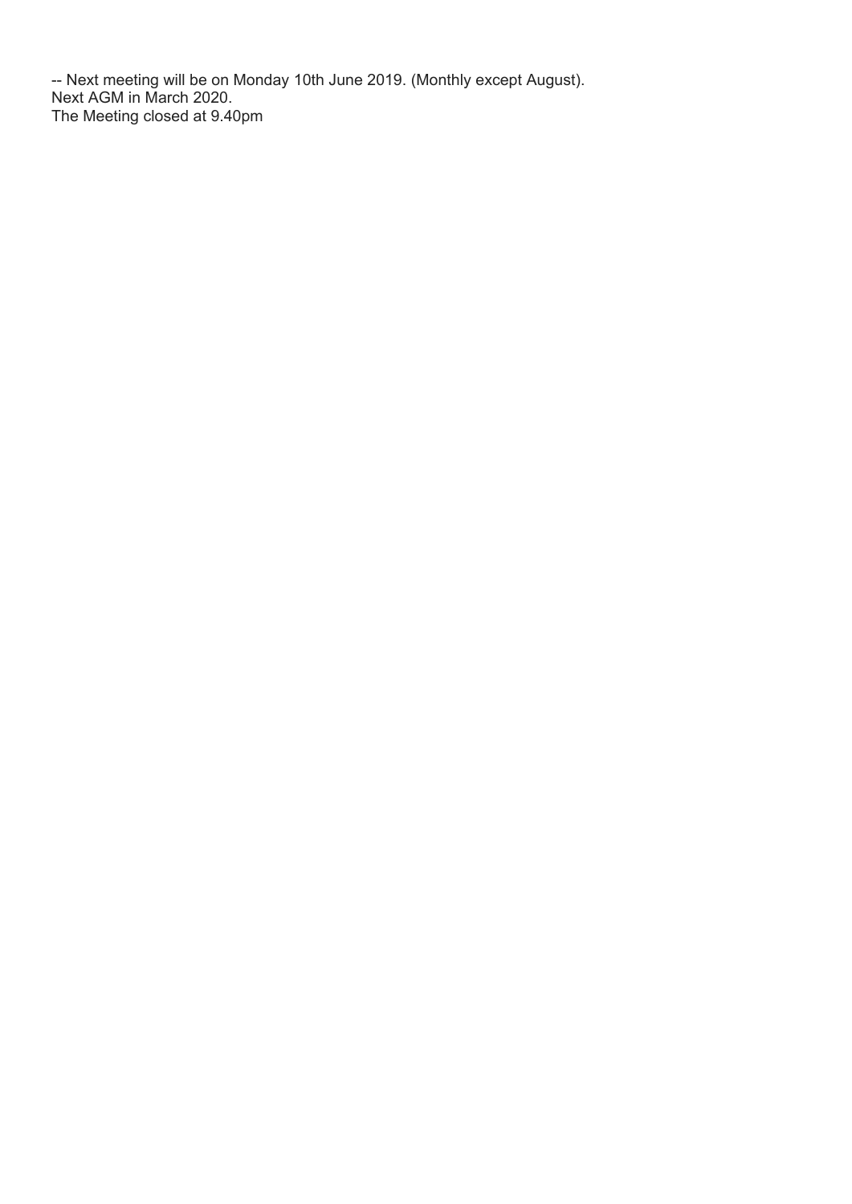-- Next meeting will be on Monday 10th June 2019. (Monthly except August).
Next AGM in March 2020.
The Meeting closed at 9.40pm